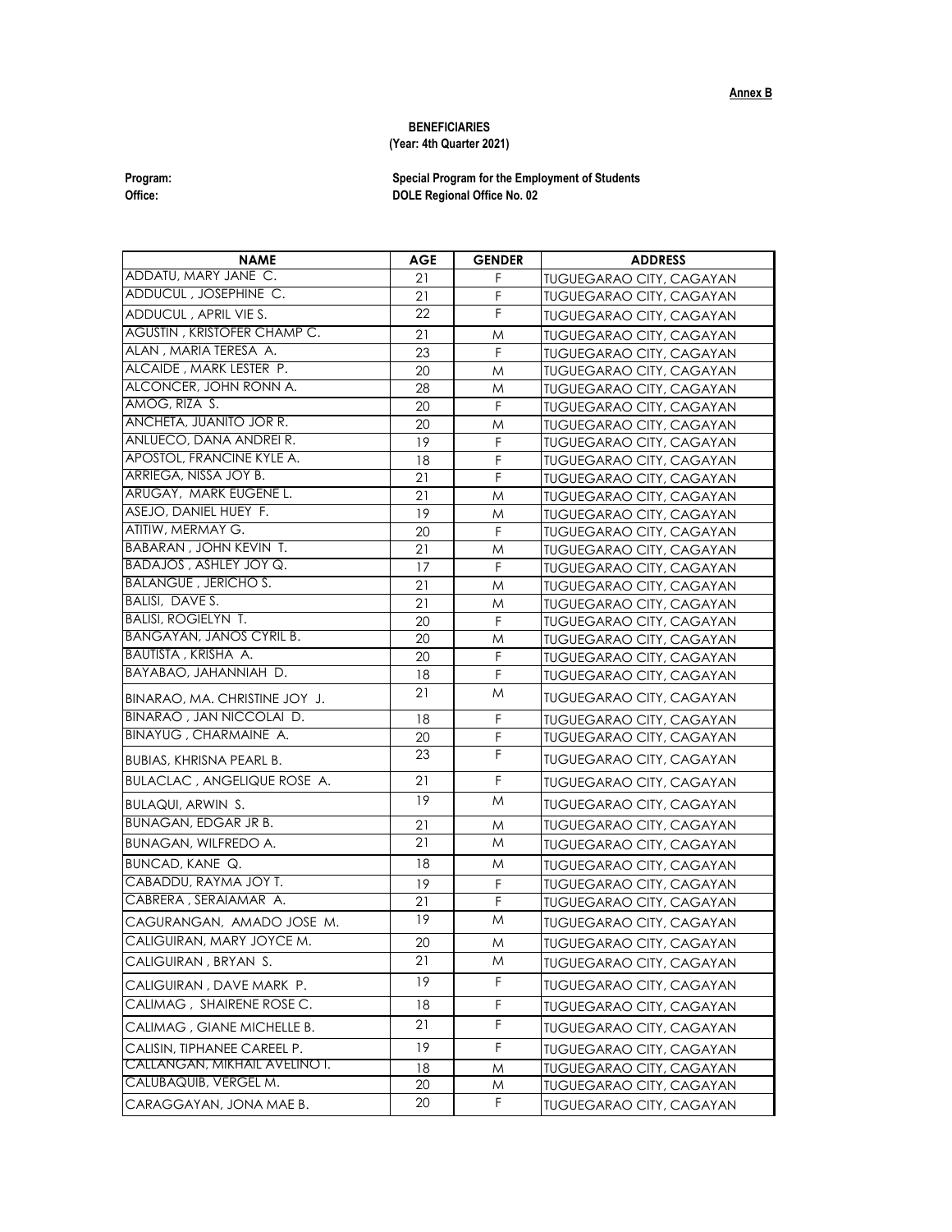**Annex B**

**BENEFICIARIES**
**(Year: 4th Quarter 2021)**

**Program:** Special Program for the Employment of Students
**Office:** DOLE Regional Office No. 02

| NAME | AGE | GENDER | ADDRESS |
|---|---|---|---|
| ADDATU, MARY JANE C. | 21 | F | TUGUEGARAO CITY, CAGAYAN |
| ADDUCUL , JOSEPHINE C. | 21 | F | TUGUEGARAO CITY, CAGAYAN |
| ADDUCUL , APRIL VIE S. | 22 | F | TUGUEGARAO CITY, CAGAYAN |
| AGUSTIN , KRISTOFER CHAMP C. | 21 | M | TUGUEGARAO CITY, CAGAYAN |
| ALAN , MARIA TERESA A. | 23 | F | TUGUEGARAO CITY, CAGAYAN |
| ALCAIDE , MARK LESTER P. | 20 | M | TUGUEGARAO CITY, CAGAYAN |
| ALCONCER, JOHN RONN A. | 28 | M | TUGUEGARAO CITY, CAGAYAN |
| AMOG, RIZA S. | 20 | F | TUGUEGARAO CITY, CAGAYAN |
| ANCHETA, JUANITO JOR R. | 20 | M | TUGUEGARAO CITY, CAGAYAN |
| ANLUECO, DANA ANDREI R. | 19 | F | TUGUEGARAO CITY, CAGAYAN |
| APOSTOL, FRANCINE KYLE A. | 18 | F | TUGUEGARAO CITY, CAGAYAN |
| ARRIEGA, NISSA JOY B. | 21 | F | TUGUEGARAO CITY, CAGAYAN |
| ARUGAY, MARK EUGENE L. | 21 | M | TUGUEGARAO CITY, CAGAYAN |
| ASEJO, DANIEL HUEY F. | 19 | M | TUGUEGARAO CITY, CAGAYAN |
| ATITIW, MERMAY G. | 20 | F | TUGUEGARAO CITY, CAGAYAN |
| BABARAN , JOHN KEVIN T. | 21 | M | TUGUEGARAO CITY, CAGAYAN |
| BADAJOS , ASHLEY JOY Q. | 17 | F | TUGUEGARAO CITY, CAGAYAN |
| BALANGUE , JERICHO S. | 21 | M | TUGUEGARAO CITY, CAGAYAN |
| BALISI, DAVE S. | 21 | M | TUGUEGARAO CITY, CAGAYAN |
| BALISI, ROGIELYN T. | 20 | F | TUGUEGARAO CITY, CAGAYAN |
| BANGAYAN, JANOS CYRIL B. | 20 | M | TUGUEGARAO CITY, CAGAYAN |
| BAUTISTA , KRISHA A. | 20 | F | TUGUEGARAO CITY, CAGAYAN |
| BAYABAO, JAHANNIAH D. | 18 | F | TUGUEGARAO CITY, CAGAYAN |
| BINARAO, MA. CHRISTINE JOY J. | 21 | M | TUGUEGARAO CITY, CAGAYAN |
| BINARAO , JAN NICCOLAI D. | 18 | F | TUGUEGARAO CITY, CAGAYAN |
| BINAYUG , CHARMAINE A. | 20 | F | TUGUEGARAO CITY, CAGAYAN |
| BUBIAS, KHRISNA PEARL B. | 23 | F | TUGUEGARAO CITY, CAGAYAN |
| BULACLAC , ANGELIQUE ROSE A. | 21 | F | TUGUEGARAO CITY, CAGAYAN |
| BULAQUI, ARWIN S. | 19 | M | TUGUEGARAO CITY, CAGAYAN |
| BUNAGAN, EDGAR JR B. | 21 | M | TUGUEGARAO CITY, CAGAYAN |
| BUNAGAN, WILFREDO A. | 21 | M | TUGUEGARAO CITY, CAGAYAN |
| BUNCAD, KANE Q. | 18 | M | TUGUEGARAO CITY, CAGAYAN |
| CABADDU, RAYMA JOY T. | 19 | F | TUGUEGARAO CITY, CAGAYAN |
| CABRERA , SERAIAMAR A. | 21 | F | TUGUEGARAO CITY, CAGAYAN |
| CAGURANGAN, AMADO JOSE M. | 19 | M | TUGUEGARAO CITY, CAGAYAN |
| CALIGUIRAN, MARY JOYCE M. | 20 | M | TUGUEGARAO CITY, CAGAYAN |
| CALIGUIRAN , BRYAN S. | 21 | M | TUGUEGARAO CITY, CAGAYAN |
| CALIGUIRAN , DAVE MARK P. | 19 | F | TUGUEGARAO CITY, CAGAYAN |
| CALIMAG , SHAIRENE ROSE C. | 18 | F | TUGUEGARAO CITY, CAGAYAN |
| CALIMAG , GIANE MICHELLE B. | 21 | F | TUGUEGARAO CITY, CAGAYAN |
| CALISIN, TIPHANEE CAREEL P. | 19 | F | TUGUEGARAO CITY, CAGAYAN |
| CALLANGAN, MIKHAIL AVELINO I. | 18 | M | TUGUEGARAO CITY, CAGAYAN |
| CALUBAQUIB, VERGEL M. | 20 | M | TUGUEGARAO CITY, CAGAYAN |
| CARAGGAYAN, JONA MAE B. | 20 | F | TUGUEGARAO CITY, CAGAYAN |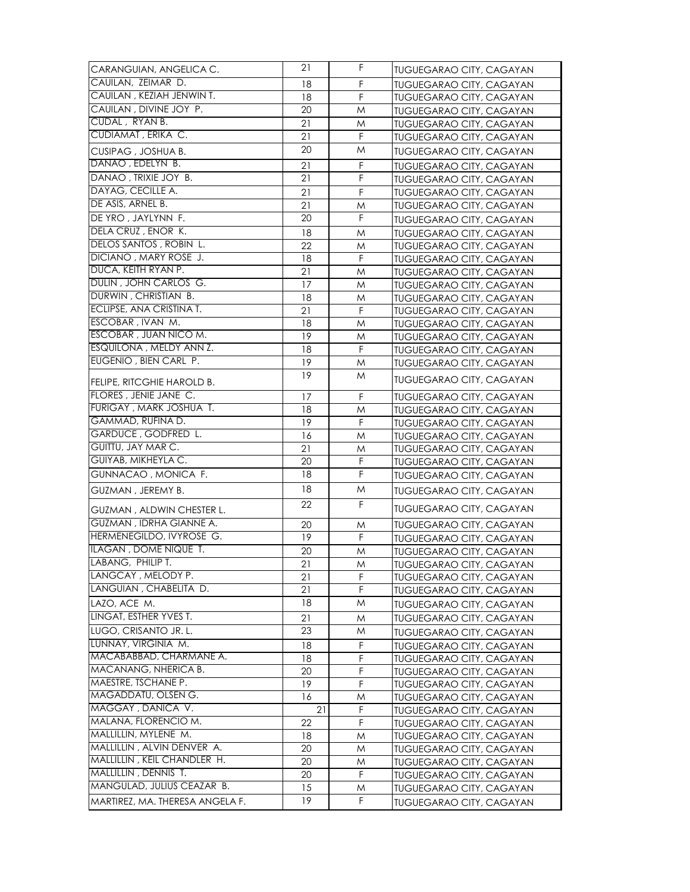| CARANGUIAN, ANGELICA C. | 21 | F | TUGUEGARAO CITY, CAGAYAN |
|---|---|---|---|
| CAUILAN, ZEIMAR D. | 18 | F | TUGUEGARAO CITY, CAGAYAN |
| CAUILAN , KEZIAH JENWIN T. | 18 | F | TUGUEGARAO CITY, CAGAYAN |
| CAUILAN , DIVINE JOY P. | 20 | M | TUGUEGARAO CITY, CAGAYAN |
| CUDAL , RYAN B. | 21 | M | TUGUEGARAO CITY, CAGAYAN |
| CUDIAMAT , ERIKA C. | 21 | F | TUGUEGARAO CITY, CAGAYAN |
| CUSIPAG , JOSHUA B. | 20 | M | TUGUEGARAO CITY, CAGAYAN |
| DANAO , EDELYN B. | 21 | F | TUGUEGARAO CITY, CAGAYAN |
| DANAO , TRIXIE JOY B. | 21 | F | TUGUEGARAO CITY, CAGAYAN |
| DAYAG, CECILLE A. | 21 | F | TUGUEGARAO CITY, CAGAYAN |
| DE ASIS, ARNEL B. | 21 | M | TUGUEGARAO CITY, CAGAYAN |
| DE YRO , JAYLYNN F. | 20 | F | TUGUEGARAO CITY, CAGAYAN |
| DELA CRUZ , ENOR K. | 18 | M | TUGUEGARAO CITY, CAGAYAN |
| DELOS SANTOS , ROBIN L. | 22 | M | TUGUEGARAO CITY, CAGAYAN |
| DICIANO , MARY ROSE J. | 18 | F | TUGUEGARAO CITY, CAGAYAN |
| DUCA, KEITH RYAN P. | 21 | M | TUGUEGARAO CITY, CAGAYAN |
| DULIN , JOHN CARLOS G. | 17 | M | TUGUEGARAO CITY, CAGAYAN |
| DURWIN , CHRISTIAN B. | 18 | M | TUGUEGARAO CITY, CAGAYAN |
| ECLIPSE, ANA CRISTINA T. | 21 | F | TUGUEGARAO CITY, CAGAYAN |
| ESCOBAR , IVAN M. | 18 | M | TUGUEGARAO CITY, CAGAYAN |
| ESCOBAR , JUAN NICO M. | 19 | M | TUGUEGARAO CITY, CAGAYAN |
| ESQUILONA , MELDY ANN Z. | 18 | F | TUGUEGARAO CITY, CAGAYAN |
| EUGENIO , BIEN CARL P. | 19 | M | TUGUEGARAO CITY, CAGAYAN |
| FELIPE, RITCGHIE HAROLD B. | 19 | M | TUGUEGARAO CITY, CAGAYAN |
| FLORES , JENIE JANE C. | 17 | F | TUGUEGARAO CITY, CAGAYAN |
| FURIGAY , MARK JOSHUA T. | 18 | M | TUGUEGARAO CITY, CAGAYAN |
| GAMMAD, RUFINA D. | 19 | F | TUGUEGARAO CITY, CAGAYAN |
| GARDUCE , GODFRED L. | 16 | M | TUGUEGARAO CITY, CAGAYAN |
| GUITTU, JAY MAR C. | 21 | M | TUGUEGARAO CITY, CAGAYAN |
| GUIYAB, MIKHEYLA C. | 20 | F | TUGUEGARAO CITY, CAGAYAN |
| GUNNACAO , MONICA F. | 18 | F | TUGUEGARAO CITY, CAGAYAN |
| GUZMAN , JEREMY B. | 18 | M | TUGUEGARAO CITY, CAGAYAN |
| GUZMAN , ALDWIN CHESTER L. | 22 | F | TUGUEGARAO CITY, CAGAYAN |
| GUZMAN , IDRHA GIANNE A. | 20 | M | TUGUEGARAO CITY, CAGAYAN |
| HERMENEGILDO, IVYROSE G. | 19 | F | TUGUEGARAO CITY, CAGAYAN |
| ILAGAN , DOME NIQUE T. | 20 | M | TUGUEGARAO CITY, CAGAYAN |
| LABANG, PHILIP T. | 21 | M | TUGUEGARAO CITY, CAGAYAN |
| LANGCAY , MELODY P. | 21 | F | TUGUEGARAO CITY, CAGAYAN |
| LANGUIAN , CHABELITA D. | 21 | F | TUGUEGARAO CITY, CAGAYAN |
| LAZO, ACE M. | 18 | M | TUGUEGARAO CITY, CAGAYAN |
| LINGAT, ESTHER YVES T. | 21 | M | TUGUEGARAO CITY, CAGAYAN |
| LUGO, CRISANTO JR. L. | 23 | M | TUGUEGARAO CITY, CAGAYAN |
| LUNNAY, VIRGINIA M. | 18 | F | TUGUEGARAO CITY, CAGAYAN |
| MACABABBAD, CHARMANE A. | 18 | F | TUGUEGARAO CITY, CAGAYAN |
| MACANANG, NHERICA B. | 20 | F | TUGUEGARAO CITY, CAGAYAN |
| MAESTRE, TSCHANE P. | 19 | F | TUGUEGARAO CITY, CAGAYAN |
| MAGADDATU, OLSEN G. | 16 | M | TUGUEGARAO CITY, CAGAYAN |
| MAGGAY , DANICA V. | 21 | F | TUGUEGARAO CITY, CAGAYAN |
| MALANA, FLORENCIO M. | 22 | F | TUGUEGARAO CITY, CAGAYAN |
| MALLILLIN, MYLENE M. | 18 | M | TUGUEGARAO CITY, CAGAYAN |
| MALLILLIN , ALVIN DENVER A. | 20 | M | TUGUEGARAO CITY, CAGAYAN |
| MALLILLIN , KEIL CHANDLER H. | 20 | M | TUGUEGARAO CITY, CAGAYAN |
| MALLILLIN , DENNIS T. | 20 | F | TUGUEGARAO CITY, CAGAYAN |
| MANGULAD, JULIUS CEAZAR B. | 15 | M | TUGUEGARAO CITY, CAGAYAN |
| MARTIREZ, MA. THERESA ANGELA F. | 19 | F | TUGUEGARAO CITY, CAGAYAN |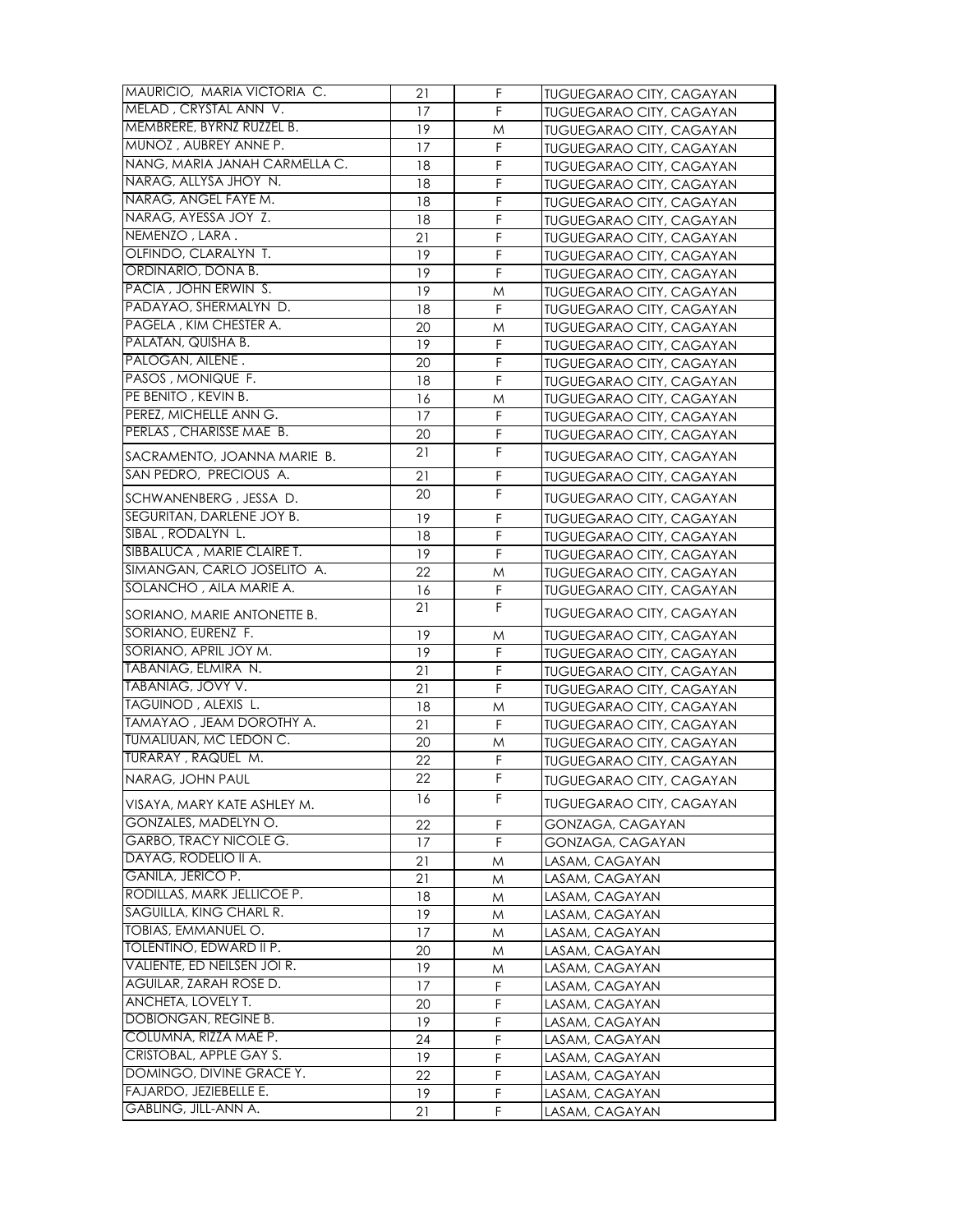| | | | |
|---|---|---|---|
| MAURICIO, MARIA VICTORIA C. | 21 | F | TUGUEGARAO CITY, CAGAYAN |
| MELAD , CRYSTAL ANN V. | 17 | F | TUGUEGARAO CITY, CAGAYAN |
| MEMBRERE, BYRNZ RUZZEL B. | 19 | M | TUGUEGARAO CITY, CAGAYAN |
| MUNOZ , AUBREY ANNE P. | 17 | F | TUGUEGARAO CITY, CAGAYAN |
| NANG, MARIA JANAH CARMELLA C. | 18 | F | TUGUEGARAO CITY, CAGAYAN |
| NARAG, ALLYSA JHOY N. | 18 | F | TUGUEGARAO CITY, CAGAYAN |
| NARAG, ANGEL FAYE M. | 18 | F | TUGUEGARAO CITY, CAGAYAN |
| NARAG, AYESSA JOY Z. | 18 | F | TUGUEGARAO CITY, CAGAYAN |
| NEMENZO , LARA . | 21 | F | TUGUEGARAO CITY, CAGAYAN |
| OLFINDO, CLARALYN T. | 19 | F | TUGUEGARAO CITY, CAGAYAN |
| ORDINARIO, DONA B. | 19 | F | TUGUEGARAO CITY, CAGAYAN |
| PACIA , JOHN ERWIN S. | 19 | M | TUGUEGARAO CITY, CAGAYAN |
| PADAYAO, SHERMALYN D. | 18 | F | TUGUEGARAO CITY, CAGAYAN |
| PAGELA , KIM CHESTER A. | 20 | M | TUGUEGARAO CITY, CAGAYAN |
| PALATAN, QUISHA B. | 19 | F | TUGUEGARAO CITY, CAGAYAN |
| PALOGAN, AILENE . | 20 | F | TUGUEGARAO CITY, CAGAYAN |
| PASOS , MONIQUE F. | 18 | F | TUGUEGARAO CITY, CAGAYAN |
| PE BENITO , KEVIN B. | 16 | M | TUGUEGARAO CITY, CAGAYAN |
| PEREZ, MICHELLE ANN G. | 17 | F | TUGUEGARAO CITY, CAGAYAN |
| PERLAS , CHARISSE MAE B. | 20 | F | TUGUEGARAO CITY, CAGAYAN |
| SACRAMENTO, JOANNA MARIE B. | 21 | F | TUGUEGARAO CITY, CAGAYAN |
| SAN PEDRO, PRECIOUS A. | 21 | F | TUGUEGARAO CITY, CAGAYAN |
| SCHWANENBERG , JESSA D. | 20 | F | TUGUEGARAO CITY, CAGAYAN |
| SEGURITAN, DARLENE JOY B. | 19 | F | TUGUEGARAO CITY, CAGAYAN |
| SIBAL , RODALYN L. | 18 | F | TUGUEGARAO CITY, CAGAYAN |
| SIBBALUCA , MARIE CLAIRE T. | 19 | F | TUGUEGARAO CITY, CAGAYAN |
| SIMANGAN, CARLO JOSELITO A. | 22 | M | TUGUEGARAO CITY, CAGAYAN |
| SOLANCHO , AILA MARIE A. | 16 | F | TUGUEGARAO CITY, CAGAYAN |
| SORIANO, MARIE ANTONETTE B. | 21 | F | TUGUEGARAO CITY, CAGAYAN |
| SORIANO, EURENZ F. | 19 | M | TUGUEGARAO CITY, CAGAYAN |
| SORIANO, APRIL JOY M. | 19 | F | TUGUEGARAO CITY, CAGAYAN |
| TABANIAG, ELMIRA N. | 21 | F | TUGUEGARAO CITY, CAGAYAN |
| TABANIAG, JOVY V. | 21 | F | TUGUEGARAO CITY, CAGAYAN |
| TAGUINOD , ALEXIS L. | 18 | M | TUGUEGARAO CITY, CAGAYAN |
| TAMAYAO , JEAM DOROTHY A. | 21 | F | TUGUEGARAO CITY, CAGAYAN |
| TUMALIUAN, MC LEDON C. | 20 | M | TUGUEGARAO CITY, CAGAYAN |
| TURARAY , RAQUEL M. | 22 | F | TUGUEGARAO CITY, CAGAYAN |
| NARAG, JOHN PAUL | 22 | F | TUGUEGARAO CITY, CAGAYAN |
| VISAYA, MARY KATE ASHLEY M. | 16 | F | TUGUEGARAO CITY, CAGAYAN |
| GONZALES, MADELYN O. | 22 | F | GONZAGA, CAGAYAN |
| GARBO, TRACY NICOLE G. | 17 | F | GONZAGA, CAGAYAN |
| DAYAG, RODELIO II A. | 21 | M | LASAM, CAGAYAN |
| GANILA, JERICO P. | 21 | M | LASAM, CAGAYAN |
| RODILLAS, MARK JELLICOE P. | 18 | M | LASAM, CAGAYAN |
| SAGUILLA, KING CHARL R. | 19 | M | LASAM, CAGAYAN |
| TOBIAS, EMMANUEL O. | 17 | M | LASAM, CAGAYAN |
| TOLENTINO, EDWARD II P. | 20 | M | LASAM, CAGAYAN |
| VALIENTE, ED NEILSEN JOI R. | 19 | M | LASAM, CAGAYAN |
| AGUILAR, ZARAH ROSE D. | 17 | F | LASAM, CAGAYAN |
| ANCHETA, LOVELY T. | 20 | F | LASAM, CAGAYAN |
| DOBIONGAN, REGINE B. | 19 | F | LASAM, CAGAYAN |
| COLUMNA, RIZZA MAE P. | 24 | F | LASAM, CAGAYAN |
| CRISTOBAL, APPLE GAY S. | 19 | F | LASAM, CAGAYAN |
| DOMINGO, DIVINE GRACE Y. | 22 | F | LASAM, CAGAYAN |
| FAJARDO, JEZIEBELLE E. | 19 | F | LASAM, CAGAYAN |
| GABLING, JILL-ANN A. | 21 | F | LASAM, CAGAYAN |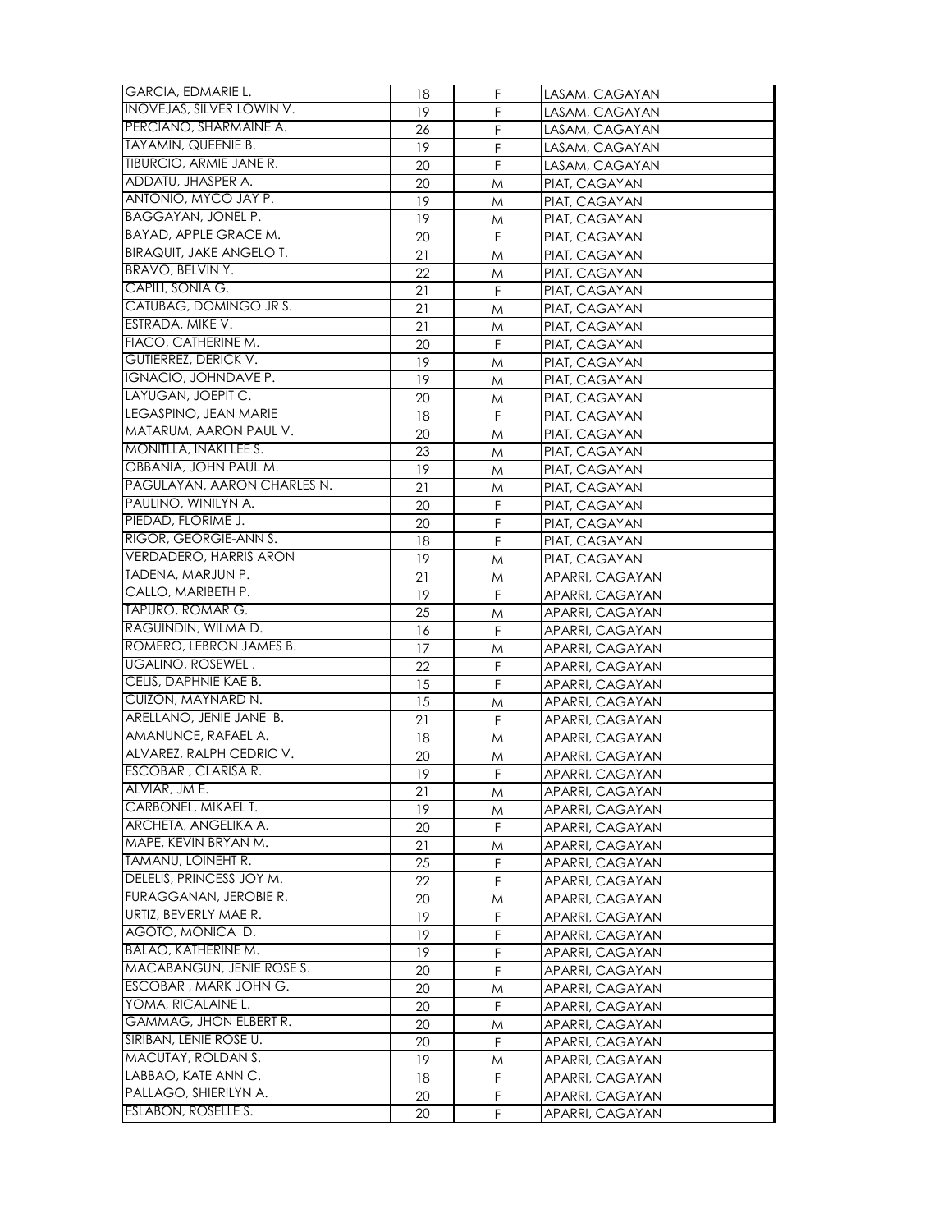| | | | |
|---|---|---|---|
| GARCIA, EDMARIE L. | 18 | F | LASAM, CAGAYAN |
| INOVEJAS, SILVER LOWIN V. | 19 | F | LASAM, CAGAYAN |
| PERCIANO, SHARMAINE A. | 26 | F | LASAM, CAGAYAN |
| TAYAMIN, QUEENIE B. | 19 | F | LASAM, CAGAYAN |
| TIBURCIO, ARMIE JANE R. | 20 | F | LASAM, CAGAYAN |
| ADDATU, JHASPER A. | 20 | M | PIAT, CAGAYAN |
| ANTONIO, MYCO JAY P. | 19 | M | PIAT, CAGAYAN |
| BAGGAYAN, JONEL P. | 19 | M | PIAT, CAGAYAN |
| BAYAD, APPLE GRACE M. | 20 | F | PIAT, CAGAYAN |
| BIRAQUIT, JAKE ANGELO T. | 21 | M | PIAT, CAGAYAN |
| BRAVO, BELVIN Y. | 22 | M | PIAT, CAGAYAN |
| CAPILI, SONIA G. | 21 | F | PIAT, CAGAYAN |
| CATUBAG, DOMINGO JR S. | 21 | M | PIAT, CAGAYAN |
| ESTRADA, MIKE V. | 21 | M | PIAT, CAGAYAN |
| FIACO, CATHERINE M. | 20 | F | PIAT, CAGAYAN |
| GUTIERREZ, DERICK V. | 19 | M | PIAT, CAGAYAN |
| IGNACIO, JOHNDAVE P. | 19 | M | PIAT, CAGAYAN |
| LAYUGAN, JOEPIT C. | 20 | M | PIAT, CAGAYAN |
| LEGASPINO, JEAN MARIE | 18 | F | PIAT, CAGAYAN |
| MATARUM, AARON PAUL V. | 20 | M | PIAT, CAGAYAN |
| MONITLLA, INAKI LEE S. | 23 | M | PIAT, CAGAYAN |
| OBBANIA, JOHN PAUL M. | 19 | M | PIAT, CAGAYAN |
| PAGULAYAN, AARON CHARLES N. | 21 | M | PIAT, CAGAYAN |
| PAULINO, WINILYN A. | 20 | F | PIAT, CAGAYAN |
| PIEDAD, FLORIME J. | 20 | F | PIAT, CAGAYAN |
| RIGOR, GEORGIE-ANN S. | 18 | F | PIAT, CAGAYAN |
| VERDADERO, HARRIS ARON | 19 | M | PIAT, CAGAYAN |
| TADENA, MARJUN P. | 21 | M | APARRI, CAGAYAN |
| CALLO, MARIBETH P. | 19 | F | APARRI, CAGAYAN |
| TAPURO, ROMAR G. | 25 | M | APARRI, CAGAYAN |
| RAGUINDIN, WILMA D. | 16 | F | APARRI, CAGAYAN |
| ROMERO, LEBRON JAMES B. | 17 | M | APARRI, CAGAYAN |
| UGALINO, ROSEWEL . | 22 | F | APARRI, CAGAYAN |
| CELIS, DAPHNIE KAE B. | 15 | F | APARRI, CAGAYAN |
| CUIZON, MAYNARD N. | 15 | M | APARRI, CAGAYAN |
| ARELLANO, JENIE JANE B. | 21 | F | APARRI, CAGAYAN |
| AMANUNCE, RAFAEL A. | 18 | M | APARRI, CAGAYAN |
| ALVAREZ, RALPH CEDRIC V. | 20 | M | APARRI, CAGAYAN |
| ESCOBAR , CLARISA R. | 19 | F | APARRI, CAGAYAN |
| ALVIAR, JM E. | 21 | M | APARRI, CAGAYAN |
| CARBONEL, MIKAEL T. | 19 | M | APARRI, CAGAYAN |
| ARCHETA, ANGELIKA A. | 20 | F | APARRI, CAGAYAN |
| MAPE, KEVIN BRYAN M. | 21 | M | APARRI, CAGAYAN |
| TAMANU, LOINEHT R. | 25 | F | APARRI, CAGAYAN |
| DELELIS, PRINCESS JOY M. | 22 | F | APARRI, CAGAYAN |
| FURAGGANAN, JEROBIE R. | 20 | M | APARRI, CAGAYAN |
| URTIZ, BEVERLY MAE R. | 19 | F | APARRI, CAGAYAN |
| AGOTO, MONICA D. | 19 | F | APARRI, CAGAYAN |
| BALAO, KATHERINE M. | 19 | F | APARRI, CAGAYAN |
| MACABANGUN, JENIE ROSE S. | 20 | F | APARRI, CAGAYAN |
| ESCOBAR , MARK JOHN G. | 20 | M | APARRI, CAGAYAN |
| YOMA, RICALAINE L. | 20 | F | APARRI, CAGAYAN |
| GAMMAG, JHON ELBERT R. | 20 | M | APARRI, CAGAYAN |
| SIRIBAN, LENIE ROSE U. | 20 | F | APARRI, CAGAYAN |
| MACUTAY, ROLDAN S. | 19 | M | APARRI, CAGAYAN |
| LABBAO, KATE ANN C. | 18 | F | APARRI, CAGAYAN |
| PALLAGO, SHIERILYN A. | 20 | F | APARRI, CAGAYAN |
| ESLABON, ROSELLE S. | 20 | F | APARRI, CAGAYAN |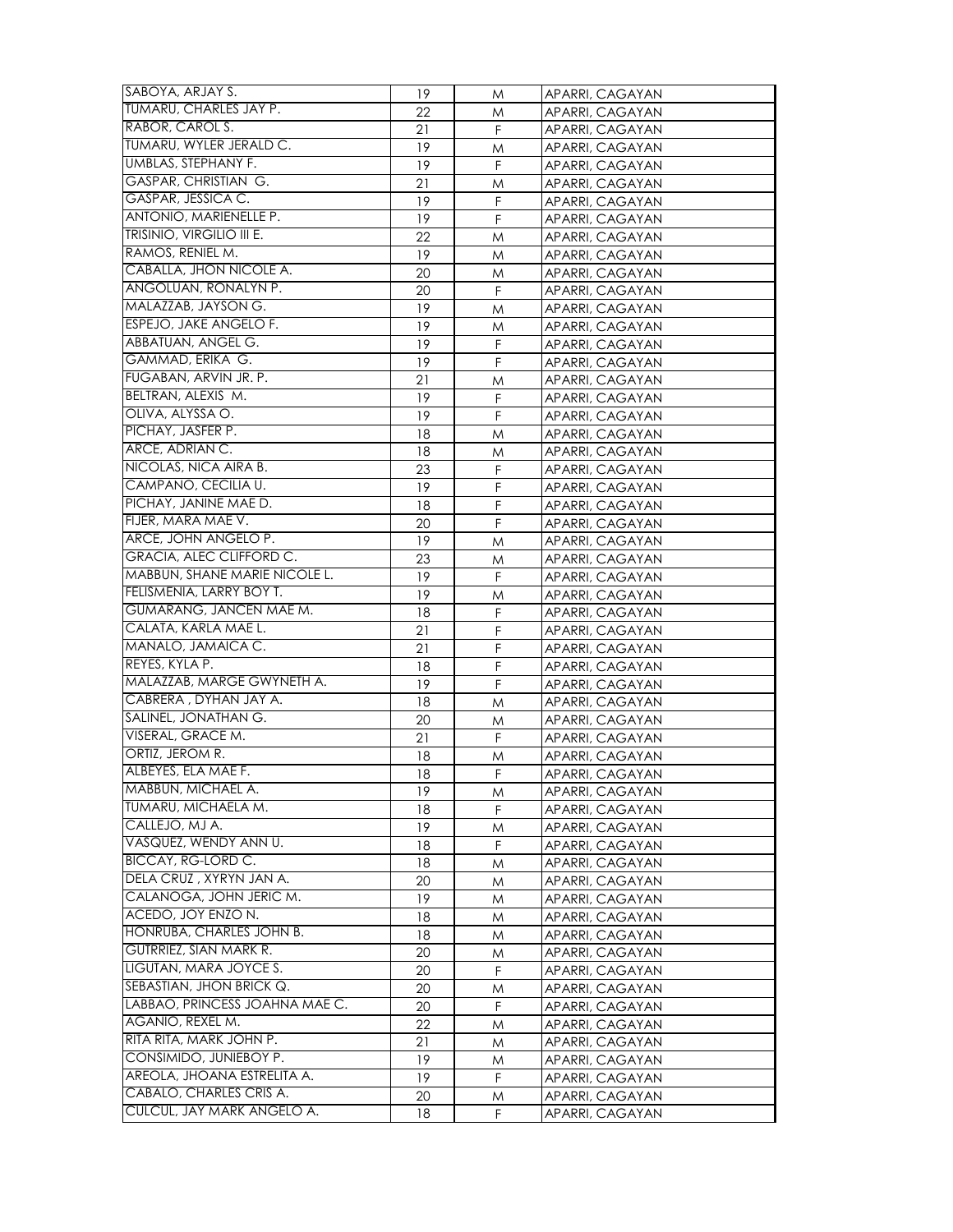| SABOYA, ARJAY S. | 19 | M | APARRI, CAGAYAN |
|---|---|---|---|
| TUMARU, CHARLES JAY P. | 22 | M | APARRI, CAGAYAN |
| RABOR, CAROL S. | 21 | F | APARRI, CAGAYAN |
| TUMARU, WYLER JERALD C. | 19 | M | APARRI, CAGAYAN |
| UMBLAS, STEPHANY F. | 19 | F | APARRI, CAGAYAN |
| GASPAR, CHRISTIAN G. | 21 | M | APARRI, CAGAYAN |
| GASPAR, JESSICA C. | 19 | F | APARRI, CAGAYAN |
| ANTONIO, MARIENELLE P. | 19 | F | APARRI, CAGAYAN |
| TRISINIO, VIRGILIO III E. | 22 | M | APARRI, CAGAYAN |
| RAMOS, RENIEL M. | 19 | M | APARRI, CAGAYAN |
| CABALLA, JHON NICOLE A. | 20 | M | APARRI, CAGAYAN |
| ANGOLUAN, RONALYN P. | 20 | F | APARRI, CAGAYAN |
| MALAZZAB, JAYSON G. | 19 | M | APARRI, CAGAYAN |
| ESPEJO, JAKE ANGELO F. | 19 | M | APARRI, CAGAYAN |
| ABBATUAN, ANGEL G. | 19 | F | APARRI, CAGAYAN |
| GAMMAD, ERIKA G. | 19 | F | APARRI, CAGAYAN |
| FUGABAN, ARVIN JR. P. | 21 | M | APARRI, CAGAYAN |
| BELTRAN, ALEXIS M. | 19 | F | APARRI, CAGAYAN |
| OLIVA, ALYSSA O. | 19 | F | APARRI, CAGAYAN |
| PICHAY, JASFER P. | 18 | M | APARRI, CAGAYAN |
| ARCE, ADRIAN C. | 18 | M | APARRI, CAGAYAN |
| NICOLAS, NICA AIRA B. | 23 | F | APARRI, CAGAYAN |
| CAMPANO, CECILIA U. | 19 | F | APARRI, CAGAYAN |
| PICHAY, JANINE MAE D. | 18 | F | APARRI, CAGAYAN |
| FIJER, MARA MAE V. | 20 | F | APARRI, CAGAYAN |
| ARCE, JOHN ANGELO P. | 19 | M | APARRI, CAGAYAN |
| GRACIA, ALEC CLIFFORD C. | 23 | M | APARRI, CAGAYAN |
| MABBUN, SHANE MARIE NICOLE L. | 19 | F | APARRI, CAGAYAN |
| FELISMENIA, LARRY BOY T. | 19 | M | APARRI, CAGAYAN |
| GUMARANG, JANCEN MAE M. | 18 | F | APARRI, CAGAYAN |
| CALATA, KARLA MAE L. | 21 | F | APARRI, CAGAYAN |
| MANALO, JAMAICA C. | 21 | F | APARRI, CAGAYAN |
| REYES, KYLA P. | 18 | F | APARRI, CAGAYAN |
| MALAZZAB, MARGE GWYNETH A. | 19 | F | APARRI, CAGAYAN |
| CABRERA , DYHAN JAY A. | 18 | M | APARRI, CAGAYAN |
| SALINEL, JONATHAN G. | 20 | M | APARRI, CAGAYAN |
| VISERAL, GRACE M. | 21 | F | APARRI, CAGAYAN |
| ORTIZ, JEROM R. | 18 | M | APARRI, CAGAYAN |
| ALBEYES, ELA MAE F. | 18 | F | APARRI, CAGAYAN |
| MABBUN, MICHAEL A. | 19 | M | APARRI, CAGAYAN |
| TUMARU, MICHAELA M. | 18 | F | APARRI, CAGAYAN |
| CALLEJO, MJ A. | 19 | M | APARRI, CAGAYAN |
| VASQUEZ, WENDY ANN U. | 18 | F | APARRI, CAGAYAN |
| BICCAY, RG-LORD C. | 18 | M | APARRI, CAGAYAN |
| DELA CRUZ , XYRYN JAN A. | 20 | M | APARRI, CAGAYAN |
| CALANOGA, JOHN JERIC M. | 19 | M | APARRI, CAGAYAN |
| ACEDO, JOY ENZO N. | 18 | M | APARRI, CAGAYAN |
| HONRUBA, CHARLES JOHN B. | 18 | M | APARRI, CAGAYAN |
| GUTRRIEZ, SIAN MARK R. | 20 | M | APARRI, CAGAYAN |
| LIGUTAN, MARA JOYCE S. | 20 | F | APARRI, CAGAYAN |
| SEBASTIAN, JHON BRICK Q. | 20 | M | APARRI, CAGAYAN |
| LABBAO, PRINCESS JOAHNA MAE C. | 20 | F | APARRI, CAGAYAN |
| AGANIO, REXEL M. | 22 | M | APARRI, CAGAYAN |
| RITA RITA, MARK JOHN P. | 21 | M | APARRI, CAGAYAN |
| CONSIMIDO, JUNIEBOY P. | 19 | M | APARRI, CAGAYAN |
| AREOLA, JHOANA ESTRELITA A. | 19 | F | APARRI, CAGAYAN |
| CABALO, CHARLES CRIS A. | 20 | M | APARRI, CAGAYAN |
| CULCUL, JAY MARK ANGELO A. | 18 | F | APARRI, CAGAYAN |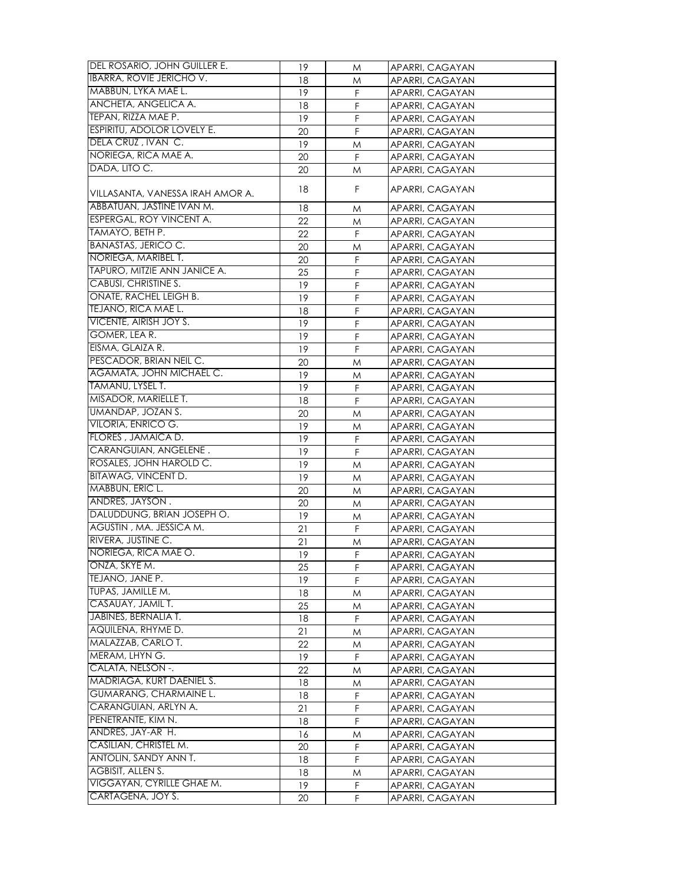| | | | |
|---|---|---|---|
| DEL ROSARIO, JOHN GUILLER E. | 19 | M | APARRI, CAGAYAN |
| IBARRA, ROVIE JERICHO V. | 18 | M | APARRI, CAGAYAN |
| MABBUN, LYKA MAE L. | 19 | F | APARRI, CAGAYAN |
| ANCHETA, ANGELICA A. | 18 | F | APARRI, CAGAYAN |
| TEPAN, RIZZA MAE P. | 19 | F | APARRI, CAGAYAN |
| ESPIRITU, ADOLOR LOVELY E. | 20 | F | APARRI, CAGAYAN |
| DELA CRUZ , IVAN C. | 19 | M | APARRI, CAGAYAN |
| NORIEGA, RICA MAE A. | 20 | F | APARRI, CAGAYAN |
| DADA, LITO C. | 20 | M | APARRI, CAGAYAN |
| VILLASANTA, VANESSA IRAH AMOR A. | 18 | F | APARRI, CAGAYAN |
| ABBATUAN, JASTINE IVAN M. | 18 | M | APARRI, CAGAYAN |
| ESPERGAL, ROY VINCENT A. | 22 | M | APARRI, CAGAYAN |
| TAMAYO, BETH P. | 22 | F | APARRI, CAGAYAN |
| BANASTAS, JERICO C. | 20 | M | APARRI, CAGAYAN |
| NORIEGA, MARIBEL T. | 20 | F | APARRI, CAGAYAN |
| TAPURO, MITZIE ANN JANICE A. | 25 | F | APARRI, CAGAYAN |
| CABUSI, CHRISTINE S. | 19 | F | APARRI, CAGAYAN |
| ONATE, RACHEL LEIGH B. | 19 | F | APARRI, CAGAYAN |
| TEJANO, RICA MAE L. | 18 | F | APARRI, CAGAYAN |
| VICENTE, AIRISH JOY S. | 19 | F | APARRI, CAGAYAN |
| GOMER, LEA R. | 19 | F | APARRI, CAGAYAN |
| EISMA, GLAIZA R. | 19 | F | APARRI, CAGAYAN |
| PESCADOR, BRIAN NEIL C. | 20 | M | APARRI, CAGAYAN |
| AGAMATA, JOHN MICHAEL C. | 19 | M | APARRI, CAGAYAN |
| TAMANU, LYSEL T. | 19 | F | APARRI, CAGAYAN |
| MISADOR, MARIELLE T. | 18 | F | APARRI, CAGAYAN |
| UMANDAP, JOZAN S. | 20 | M | APARRI, CAGAYAN |
| VILORIA, ENRICO G. | 19 | M | APARRI, CAGAYAN |
| FLORES , JAMAICA D. | 19 | F | APARRI, CAGAYAN |
| CARANGUIAN, ANGELENE . | 19 | F | APARRI, CAGAYAN |
| ROSALES, JOHN HAROLD C. | 19 | M | APARRI, CAGAYAN |
| BITAWAG, VINCENT D. | 19 | M | APARRI, CAGAYAN |
| MABBUN, ERIC L. | 20 | M | APARRI, CAGAYAN |
| ANDRES, JAYSON . | 20 | M | APARRI, CAGAYAN |
| DALUDDUNG, BRIAN JOSEPH O. | 19 | M | APARRI, CAGAYAN |
| AGUSTIN , MA. JESSICA M. | 21 | F | APARRI, CAGAYAN |
| RIVERA, JUSTINE C. | 21 | M | APARRI, CAGAYAN |
| NORIEGA, RICA MAE O. | 19 | F | APARRI, CAGAYAN |
| ONZA, SKYE M. | 25 | F | APARRI, CAGAYAN |
| TEJANO, JANE P. | 19 | F | APARRI, CAGAYAN |
| TUPAS, JAMILLE M. | 18 | M | APARRI, CAGAYAN |
| CASAUAY, JAMIL T. | 25 | M | APARRI, CAGAYAN |
| JABINES, BERNALIA T. | 18 | F | APARRI, CAGAYAN |
| AQUILENA, RHYME D. | 21 | M | APARRI, CAGAYAN |
| MALAZZAB, CARLO T. | 22 | M | APARRI, CAGAYAN |
| MERAM, LHYN G. | 19 | F | APARRI, CAGAYAN |
| CALATA, NELSON -. | 22 | M | APARRI, CAGAYAN |
| MADRIAGA, KURT DAENIEL S. | 18 | M | APARRI, CAGAYAN |
| GUMARANG, CHARMAINE L. | 18 | F | APARRI, CAGAYAN |
| CARANGUIAN, ARLYN A. | 21 | F | APARRI, CAGAYAN |
| PENETRANTE, KIM N. | 18 | F | APARRI, CAGAYAN |
| ANDRES, JAY-AR H. | 16 | M | APARRI, CAGAYAN |
| CASILIAN, CHRISTEL M. | 20 | F | APARRI, CAGAYAN |
| ANTOLIN, SANDY ANN T. | 18 | F | APARRI, CAGAYAN |
| AGBISIT, ALLEN S. | 18 | M | APARRI, CAGAYAN |
| VIGGAYAN, CYRILLE GHAE M. | 19 | F | APARRI, CAGAYAN |
| CARTAGENA, JOY S. | 20 | F | APARRI, CAGAYAN |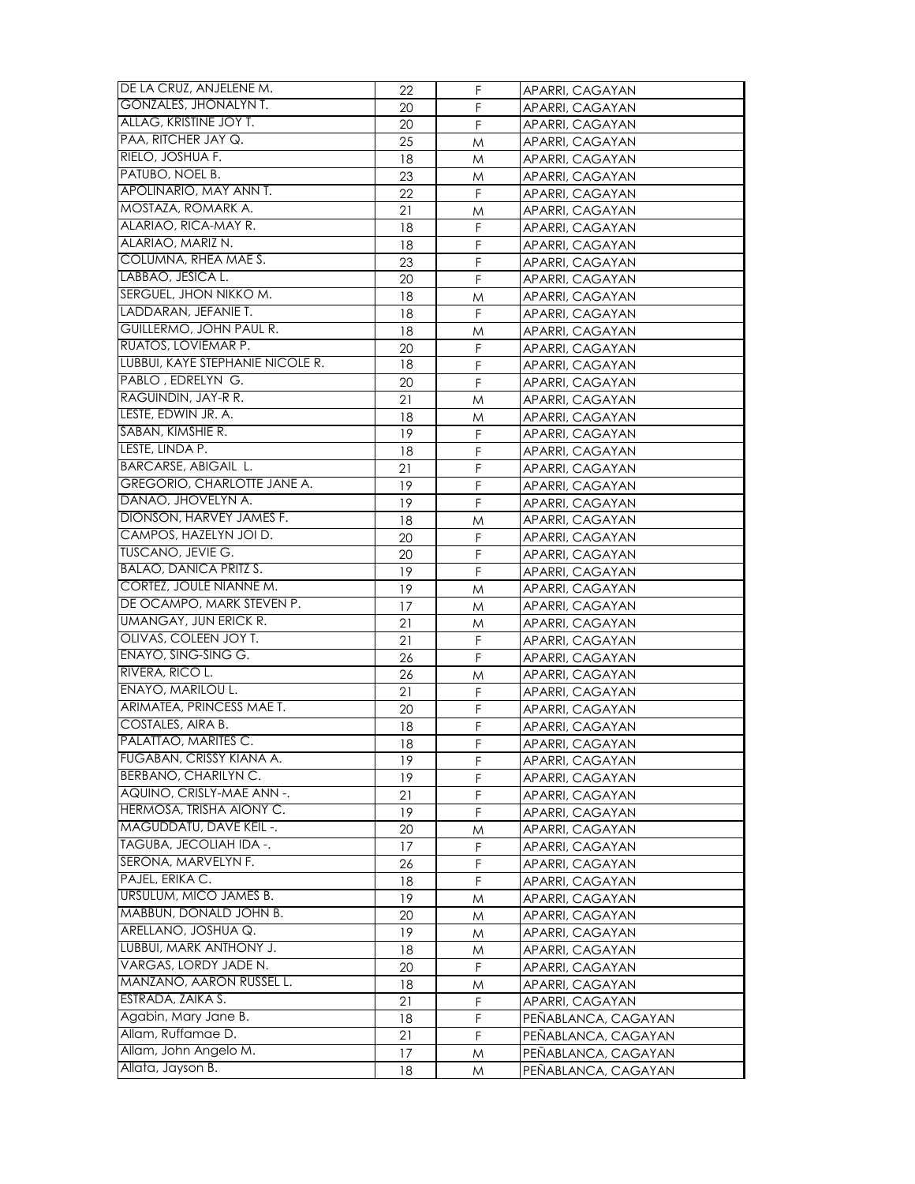| DE LA CRUZ, ANJELENE M. | 22 | F | APARRI, CAGAYAN |
|---|---|---|---|
| GONZALES, JHONALYN T. | 20 | F | APARRI, CAGAYAN |
| ALLAG, KRISTINE JOY T. | 20 | F | APARRI, CAGAYAN |
| PAA, RITCHER JAY Q. | 25 | M | APARRI, CAGAYAN |
| RIELO, JOSHUA F. | 18 | M | APARRI, CAGAYAN |
| PATUBO, NOEL B. | 23 | M | APARRI, CAGAYAN |
| APOLINARIO, MAY ANN T. | 22 | F | APARRI, CAGAYAN |
| MOSTAZA, ROMARK A. | 21 | M | APARRI, CAGAYAN |
| ALARIAO, RICA-MAY R. | 18 | F | APARRI, CAGAYAN |
| ALARIAO, MARIZ N. | 18 | F | APARRI, CAGAYAN |
| COLUMNA, RHEA MAE S. | 23 | F | APARRI, CAGAYAN |
| LABBAO, JESICA L. | 20 | F | APARRI, CAGAYAN |
| SERGUEL, JHON NIKKO M. | 18 | M | APARRI, CAGAYAN |
| LADDARAN, JEFANIE T. | 18 | F | APARRI, CAGAYAN |
| GUILLERMO, JOHN PAUL R. | 18 | M | APARRI, CAGAYAN |
| RUATOS, LOVIEMAR P. | 20 | F | APARRI, CAGAYAN |
| LUBBUI, KAYE STEPHANIE NICOLE R. | 18 | F | APARRI, CAGAYAN |
| PABLO , EDRELYN G. | 20 | F | APARRI, CAGAYAN |
| RAGUINDIN, JAY-R R. | 21 | M | APARRI, CAGAYAN |
| LESTE, EDWIN JR. A. | 18 | M | APARRI, CAGAYAN |
| SABAN, KIMSHIE R. | 19 | F | APARRI, CAGAYAN |
| LESTE, LINDA P. | 18 | F | APARRI, CAGAYAN |
| BARCARSE, ABIGAIL L. | 21 | F | APARRI, CAGAYAN |
| GREGORIO, CHARLOTTE JANE A. | 19 | F | APARRI, CAGAYAN |
| DANAO, JHOVELYN A. | 19 | F | APARRI, CAGAYAN |
| DIONSON, HARVEY JAMES F. | 18 | M | APARRI, CAGAYAN |
| CAMPOS, HAZELYN JOI D. | 20 | F | APARRI, CAGAYAN |
| TUSCANO, JEVIE G. | 20 | F | APARRI, CAGAYAN |
| BALAO, DANICA PRITZ S. | 19 | F | APARRI, CAGAYAN |
| CORTEZ, JOULE NIANNE M. | 19 | M | APARRI, CAGAYAN |
| DE OCAMPO, MARK STEVEN P. | 17 | M | APARRI, CAGAYAN |
| UMANGAY, JUN ERICK R. | 21 | M | APARRI, CAGAYAN |
| OLIVAS, COLEEN JOY T. | 21 | F | APARRI, CAGAYAN |
| ENAYO, SING-SING G. | 26 | F | APARRI, CAGAYAN |
| RIVERA, RICO L. | 26 | M | APARRI, CAGAYAN |
| ENAYO, MARILOU L. | 21 | F | APARRI, CAGAYAN |
| ARIMATEA, PRINCESS MAE T. | 20 | F | APARRI, CAGAYAN |
| COSTALES, AIRA B. | 18 | F | APARRI, CAGAYAN |
| PALATTAO, MARITES C. | 18 | F | APARRI, CAGAYAN |
| FUGABAN, CRISSY KIANA A. | 19 | F | APARRI, CAGAYAN |
| BERBANO, CHARILYN C. | 19 | F | APARRI, CAGAYAN |
| AQUINO, CRISLY-MAE ANN -. | 21 | F | APARRI, CAGAYAN |
| HERMOSA, TRISHA AIONY C. | 19 | F | APARRI, CAGAYAN |
| MAGUDDATU, DAVE KEIL -. | 20 | M | APARRI, CAGAYAN |
| TAGUBA, JECOLIAH IDA -. | 17 | F | APARRI, CAGAYAN |
| SERONA, MARVELYN F. | 26 | F | APARRI, CAGAYAN |
| PAJEL, ERIKA C. | 18 | F | APARRI, CAGAYAN |
| URSULUM, MICO JAMES B. | 19 | M | APARRI, CAGAYAN |
| MABBUN, DONALD JOHN B. | 20 | M | APARRI, CAGAYAN |
| ARELLANO, JOSHUA Q. | 19 | M | APARRI, CAGAYAN |
| LUBBUI, MARK ANTHONY J. | 18 | M | APARRI, CAGAYAN |
| VARGAS, LORDY JADE N. | 20 | F | APARRI, CAGAYAN |
| MANZANO, AARON RUSSEL L. | 18 | M | APARRI, CAGAYAN |
| ESTRADA, ZAIKA S. | 21 | F | APARRI, CAGAYAN |
| Agabin, Mary Jane B. | 18 | F | PEÑABLANCA, CAGAYAN |
| Allam, Ruffamae D. | 21 | F | PEÑABLANCA, CAGAYAN |
| Allam, John Angelo M. | 17 | M | PEÑABLANCA, CAGAYAN |
| Allata, Jayson B. | 18 | M | PEÑABLANCA, CAGAYAN |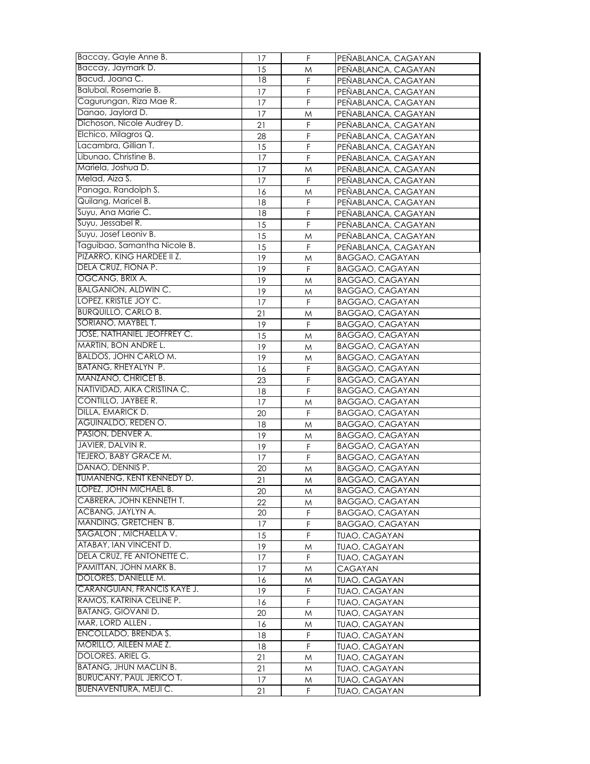| | | | |
|---|---|---|---|
| Baccay, Gayle Anne B. | 17 | F | PEÑABLANCA, CAGAYAN |
| Baccay, Jaymark D. | 15 | M | PEÑABLANCA, CAGAYAN |
| Bacud, Joana C. | 18 | F | PEÑABLANCA, CAGAYAN |
| Balubal, Rosemarie B. | 17 | F | PEÑABLANCA, CAGAYAN |
| Cagurungan, Riza Mae R. | 17 | F | PEÑABLANCA, CAGAYAN |
| Danao, Jaylord D. | 17 | M | PEÑABLANCA, CAGAYAN |
| Dichoson, Nicole Audrey D. | 21 | F | PEÑABLANCA, CAGAYAN |
| Elchico, Milagros Q. | 28 | F | PEÑABLANCA, CAGAYAN |
| Lacambra, Gillian T. | 15 | F | PEÑABLANCA, CAGAYAN |
| Libunao, Christine B. | 17 | F | PEÑABLANCA, CAGAYAN |
| Mariela, Joshua D. | 17 | M | PEÑABLANCA, CAGAYAN |
| Melad, Aiza S. | 17 | F | PEÑABLANCA, CAGAYAN |
| Panaga, Randolph S. | 16 | M | PEÑABLANCA, CAGAYAN |
| Quilang, Maricel B. | 18 | F | PEÑABLANCA, CAGAYAN |
| Suyu, Ana Marie C. | 18 | F | PEÑABLANCA, CAGAYAN |
| Suyu, Jessabel R. | 15 | F | PEÑABLANCA, CAGAYAN |
| Suyu, Josef Leoniv B. | 15 | M | PEÑABLANCA, CAGAYAN |
| Taguibao, Samantha Nicole B. | 15 | F | PEÑABLANCA, CAGAYAN |
| PIZARRO, KING HARDEE II Z. | 19 | M | BAGGAO, CAGAYAN |
| DELA CRUZ, FIONA P. | 19 | F | BAGGAO, CAGAYAN |
| OGCANG, BRIX A. | 19 | M | BAGGAO, CAGAYAN |
| BALGANION, ALDWIN C. | 19 | M | BAGGAO, CAGAYAN |
| LOPEZ, KRISTLE JOY C. | 17 | F | BAGGAO, CAGAYAN |
| BURQUILLO, CARLO B. | 21 | M | BAGGAO, CAGAYAN |
| SORIANO, MAYBEL T. | 19 | F | BAGGAO, CAGAYAN |
| JOSE, NATHANIEL JEOFFREY C. | 15 | M | BAGGAO, CAGAYAN |
| MARTIN, BON ANDRE L. | 19 | M | BAGGAO, CAGAYAN |
| BALDOS, JOHN CARLO M. | 19 | M | BAGGAO, CAGAYAN |
| BATANG, RHEYALYN P. | 16 | F | BAGGAO, CAGAYAN |
| MANZANO, CHRICET B. | 23 | F | BAGGAO, CAGAYAN |
| NATIVIDAD, AIKA CRISTINA C. | 18 | F | BAGGAO, CAGAYAN |
| CONTILLO, JAYBEE R. | 17 | M | BAGGAO, CAGAYAN |
| DILLA, EMARICK D. | 20 | F | BAGGAO, CAGAYAN |
| AGUINALDO, REDEN O. | 18 | M | BAGGAO, CAGAYAN |
| PASION, DENVER A. | 19 | M | BAGGAO, CAGAYAN |
| JAVIER, DALVIN R. | 19 | F | BAGGAO, CAGAYAN |
| TEJERO, BABY GRACE M. | 17 | F | BAGGAO, CAGAYAN |
| DANAO, DENNIS P. | 20 | M | BAGGAO, CAGAYAN |
| TUMANENG, KENT KENNEDY D. | 21 | M | BAGGAO, CAGAYAN |
| LOPEZ, JOHN MICHAEL B. | 20 | M | BAGGAO, CAGAYAN |
| CABRERA, JOHN KENNETH T. | 22 | M | BAGGAO, CAGAYAN |
| ACBANG, JAYLYN A. | 20 | F | BAGGAO, CAGAYAN |
| MANDING, GRETCHEN B. | 17 | F | BAGGAO, CAGAYAN |
| SAGALON , MICHAELLA V. | 15 | F | TUAO, CAGAYAN |
| ATABAY, IAN VINCENT D. | 19 | M | TUAO, CAGAYAN |
| DELA CRUZ, FE ANTONETTE C. | 17 | F | TUAO, CAGAYAN |
| PAMITTAN, JOHN MARK B. | 17 | M | CAGAYAN |
| DOLORES, DANIELLE M. | 16 | M | TUAO, CAGAYAN |
| CARANGUIAN, FRANCIS KAYE J. | 19 | F | TUAO, CAGAYAN |
| RAMOS, KATRINA CELINE P. | 16 | F | TUAO, CAGAYAN |
| BATANG, GIOVANI D. | 20 | M | TUAO, CAGAYAN |
| MAR, LORD ALLEN . | 16 | M | TUAO, CAGAYAN |
| ENCOLLADO, BRENDA S. | 18 | F | TUAO, CAGAYAN |
| MORILLO, AILEEN MAE Z. | 18 | F | TUAO, CAGAYAN |
| DOLORES, ARIEL G. | 21 | M | TUAO, CAGAYAN |
| BATANG, JHUN MACLIN B. | 21 | M | TUAO, CAGAYAN |
| BURUCANY, PAUL JERICO T. | 17 | M | TUAO, CAGAYAN |
| BUENAVENTURA, MEIJI C. | 21 | F | TUAO, CAGAYAN |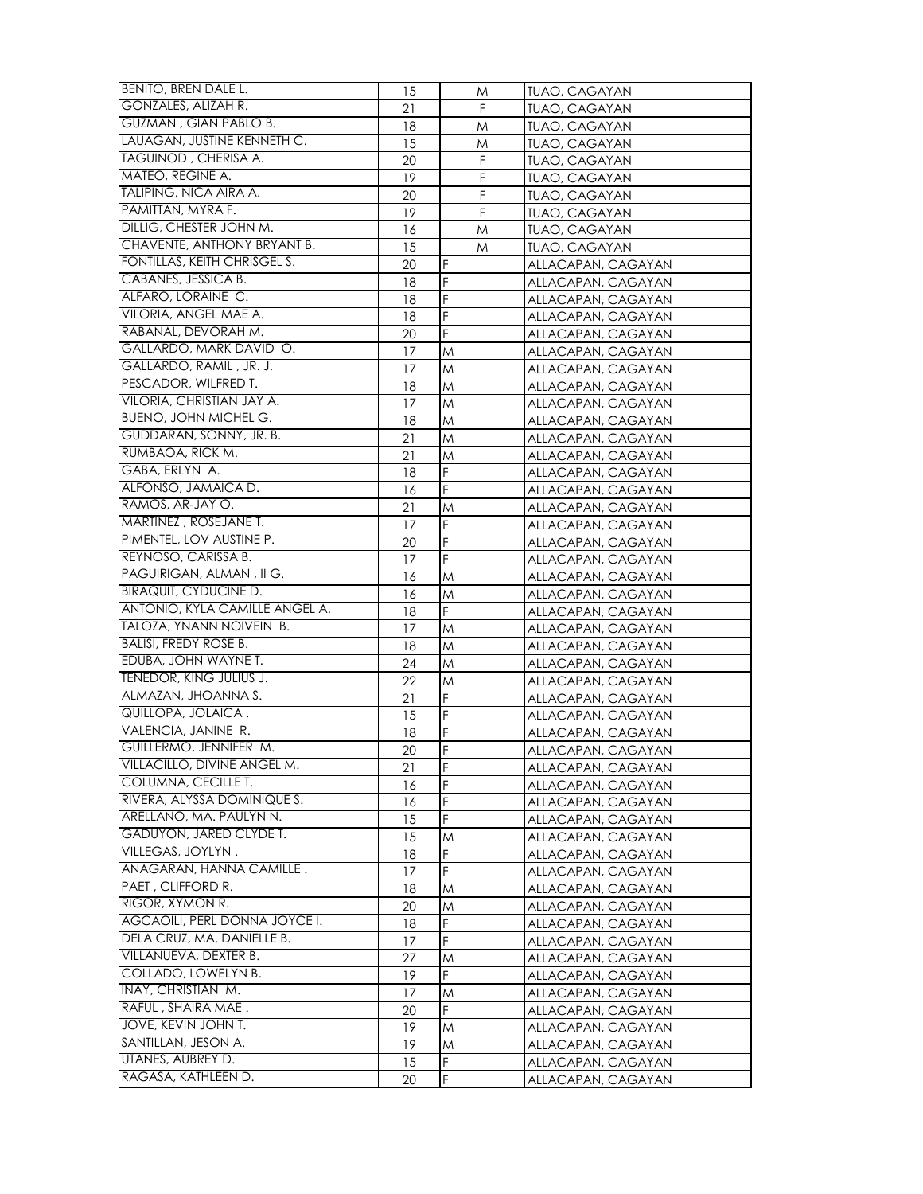| BENITO, BREN DALE L. | 15 | M | TUAO, CAGAYAN |
|---|---|---|---|
| GONZALES, ALIZAH R. | 21 | F | TUAO, CAGAYAN |
| GUZMAN , GIAN PABLO B. | 18 | M | TUAO, CAGAYAN |
| LAUAGAN, JUSTINE KENNETH C. | 15 | M | TUAO, CAGAYAN |
| TAGUINOD , CHERISA A. | 20 | F | TUAO, CAGAYAN |
| MATEO, REGINE A. | 19 | F | TUAO, CAGAYAN |
| TALIPING, NICA AIRA A. | 20 | F | TUAO, CAGAYAN |
| PAMITTAN, MYRA F. | 19 | F | TUAO, CAGAYAN |
| DILLIG, CHESTER JOHN M. | 16 | M | TUAO, CAGAYAN |
| CHAVENTE, ANTHONY BRYANT B. | 15 | M | TUAO, CAGAYAN |
| FONTILLAS, KEITH CHRISGEL S. | 20 | F | ALLACAPAN, CAGAYAN |
| CABANES, JESSICA B. | 18 | F | ALLACAPAN, CAGAYAN |
| ALFARO, LORAINE C. | 18 | F | ALLACAPAN, CAGAYAN |
| VILORIA, ANGEL MAE A. | 18 | F | ALLACAPAN, CAGAYAN |
| RABANAL, DEVORAH M. | 20 | F | ALLACAPAN, CAGAYAN |
| GALLARDO, MARK DAVID O. | 17 | M | ALLACAPAN, CAGAYAN |
| GALLARDO, RAMIL , JR. J. | 17 | M | ALLACAPAN, CAGAYAN |
| PESCADOR, WILFRED T. | 18 | M | ALLACAPAN, CAGAYAN |
| VILORIA, CHRISTIAN JAY A. | 17 | M | ALLACAPAN, CAGAYAN |
| BUENO, JOHN MICHEL G. | 18 | M | ALLACAPAN, CAGAYAN |
| GUDDARAN, SONNY, JR. B. | 21 | M | ALLACAPAN, CAGAYAN |
| RUMBAOA, RICK M. | 21 | M | ALLACAPAN, CAGAYAN |
| GABA, ERLYN A. | 18 | F | ALLACAPAN, CAGAYAN |
| ALFONSO, JAMAICA D. | 16 | F | ALLACAPAN, CAGAYAN |
| RAMOS, AR-JAY O. | 21 | M | ALLACAPAN, CAGAYAN |
| MARTINEZ , ROSEJANE T. | 17 | F | ALLACAPAN, CAGAYAN |
| PIMENTEL, LOV AUSTINE P. | 20 | F | ALLACAPAN, CAGAYAN |
| REYNOSO, CARISSA B. | 17 | F | ALLACAPAN, CAGAYAN |
| PAGUIRIGAN, ALMAN , II G. | 16 | M | ALLACAPAN, CAGAYAN |
| BIRAQUIT, CYDUCINE D. | 16 | M | ALLACAPAN, CAGAYAN |
| ANTONIO, KYLA CAMILLE ANGEL A. | 18 | F | ALLACAPAN, CAGAYAN |
| TALOZA, YNANN NOIVEIN B. | 17 | M | ALLACAPAN, CAGAYAN |
| BALISI, FREDY ROSE B. | 18 | M | ALLACAPAN, CAGAYAN |
| EDUBA, JOHN WAYNE T. | 24 | M | ALLACAPAN, CAGAYAN |
| TENEDOR, KING JULIUS J. | 22 | M | ALLACAPAN, CAGAYAN |
| ALMAZAN, JHOANNA S. | 21 | F | ALLACAPAN, CAGAYAN |
| QUILLOPA, JOLAICA . | 15 | F | ALLACAPAN, CAGAYAN |
| VALENCIA, JANINE R. | 18 | F | ALLACAPAN, CAGAYAN |
| GUILLERMO, JENNIFER M. | 20 | F | ALLACAPAN, CAGAYAN |
| VILLACILLO, DIVINE ANGEL M. | 21 | F | ALLACAPAN, CAGAYAN |
| COLUMNA, CECILLE T. | 16 | F | ALLACAPAN, CAGAYAN |
| RIVERA, ALYSSA DOMINIQUE S. | 16 | F | ALLACAPAN, CAGAYAN |
| ARELLANO, MA. PAULYN N. | 15 | F | ALLACAPAN, CAGAYAN |
| GADUYON, JARED CLYDE T. | 15 | M | ALLACAPAN, CAGAYAN |
| VILLEGAS, JOYLYN . | 18 | F | ALLACAPAN, CAGAYAN |
| ANAGARAN, HANNA CAMILLE . | 17 | F | ALLACAPAN, CAGAYAN |
| PAET , CLIFFORD R. | 18 | M | ALLACAPAN, CAGAYAN |
| RIGOR, XYMON R. | 20 | M | ALLACAPAN, CAGAYAN |
| AGCAOILI, PERL DONNA JOYCE I. | 18 | F | ALLACAPAN, CAGAYAN |
| DELA CRUZ, MA. DANIELLE B. | 17 | F | ALLACAPAN, CAGAYAN |
| VILLANUEVA, DEXTER B. | 27 | M | ALLACAPAN, CAGAYAN |
| COLLADO, LOWELYN B. | 19 | F | ALLACAPAN, CAGAYAN |
| INAY, CHRISTIAN M. | 17 | M | ALLACAPAN, CAGAYAN |
| RAFUL , SHAIRA MAE . | 20 | F | ALLACAPAN, CAGAYAN |
| JOVE, KEVIN JOHN T. | 19 | M | ALLACAPAN, CAGAYAN |
| SANTILLAN, JESON A. | 19 | M | ALLACAPAN, CAGAYAN |
| UTANES, AUBREY D. | 15 | F | ALLACAPAN, CAGAYAN |
| RAGASA, KATHLEEN D. | 20 | F | ALLACAPAN, CAGAYAN |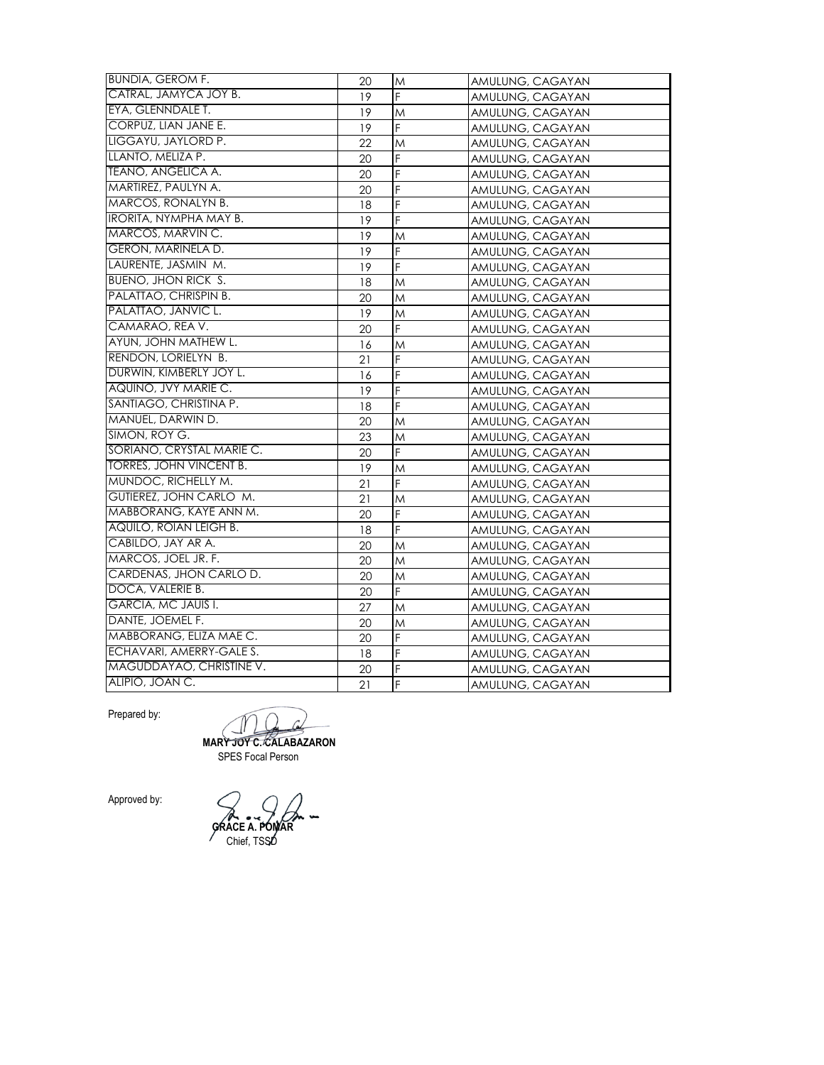| | | | |
|---|---|---|---|
| BUNDIA, GEROM F. | 20 | M | AMULUNG, CAGAYAN |
| CATRAL, JAMYCA JOY B. | 19 | F | AMULUNG, CAGAYAN |
| EYA, GLENNDALE T. | 19 | M | AMULUNG, CAGAYAN |
| CORPUZ, LIAN JANE E. | 19 | F | AMULUNG, CAGAYAN |
| LIGGAYU, JAYLORD P. | 22 | M | AMULUNG, CAGAYAN |
| LLANTO, MELIZA P. | 20 | F | AMULUNG, CAGAYAN |
| TEANO, ANGELICA A. | 20 | F | AMULUNG, CAGAYAN |
| MARTIREZ, PAULYN A. | 20 | F | AMULUNG, CAGAYAN |
| MARCOS, RONALYN B. | 18 | F | AMULUNG, CAGAYAN |
| IRORITA, NYMPHA MAY B. | 19 | F | AMULUNG, CAGAYAN |
| MARCOS, MARVIN C. | 19 | M | AMULUNG, CAGAYAN |
| GERON, MARINELA D. | 19 | F | AMULUNG, CAGAYAN |
| LAURENTE, JASMIN M. | 19 | F | AMULUNG, CAGAYAN |
| BUENO, JHON RICK S. | 18 | M | AMULUNG, CAGAYAN |
| PALATTAO, CHRISPIN B. | 20 | M | AMULUNG, CAGAYAN |
| PALATTAO, JANVIC L. | 19 | M | AMULUNG, CAGAYAN |
| CAMARAO, REA V. | 20 | F | AMULUNG, CAGAYAN |
| AYUN, JOHN MATHEW L. | 16 | M | AMULUNG, CAGAYAN |
| RENDON, LORIELYN B. | 21 | F | AMULUNG, CAGAYAN |
| DURWIN, KIMBERLY JOY L. | 16 | F | AMULUNG, CAGAYAN |
| AQUINO, JVY MARIE C. | 19 | F | AMULUNG, CAGAYAN |
| SANTIAGO, CHRISTINA P. | 18 | F | AMULUNG, CAGAYAN |
| MANUEL, DARWIN D. | 20 | M | AMULUNG, CAGAYAN |
| SIMON, ROY G. | 23 | M | AMULUNG, CAGAYAN |
| SORIANO, CRYSTAL MARIE C. | 20 | F | AMULUNG, CAGAYAN |
| TORRES, JOHN VINCENT B. | 19 | M | AMULUNG, CAGAYAN |
| MUNDOC, RICHELLY M. | 21 | F | AMULUNG, CAGAYAN |
| GUTIEREZ, JOHN CARLO M. | 21 | M | AMULUNG, CAGAYAN |
| MABBORANG, KAYE ANN M. | 20 | F | AMULUNG, CAGAYAN |
| AQUILO, ROIAN LEIGH B. | 18 | F | AMULUNG, CAGAYAN |
| CABILDO, JAY AR A. | 20 | M | AMULUNG, CAGAYAN |
| MARCOS, JOEL JR. F. | 20 | M | AMULUNG, CAGAYAN |
| CARDENAS, JHON CARLO D. | 20 | M | AMULUNG, CAGAYAN |
| DOCA, VALERIE B. | 20 | F | AMULUNG, CAGAYAN |
| GARCIA, MC JAUIS I. | 27 | M | AMULUNG, CAGAYAN |
| DANTE, JOEMEL F. | 20 | M | AMULUNG, CAGAYAN |
| MABBORANG, ELIZA MAE C. | 20 | F | AMULUNG, CAGAYAN |
| ECHAVARI, AMERRY-GALE S. | 18 | F | AMULUNG, CAGAYAN |
| MAGUDDAYAO, CHRISTINE V. | 20 | F | AMULUNG, CAGAYAN |
| ALIPIO, JOAN C. | 21 | F | AMULUNG, CAGAYAN |

Prepared by:

**MARY JOY C. CALABAZARON**
SPES Focal Person

Approved by:

**GRACE A. POMAR**
Chief, TSSD